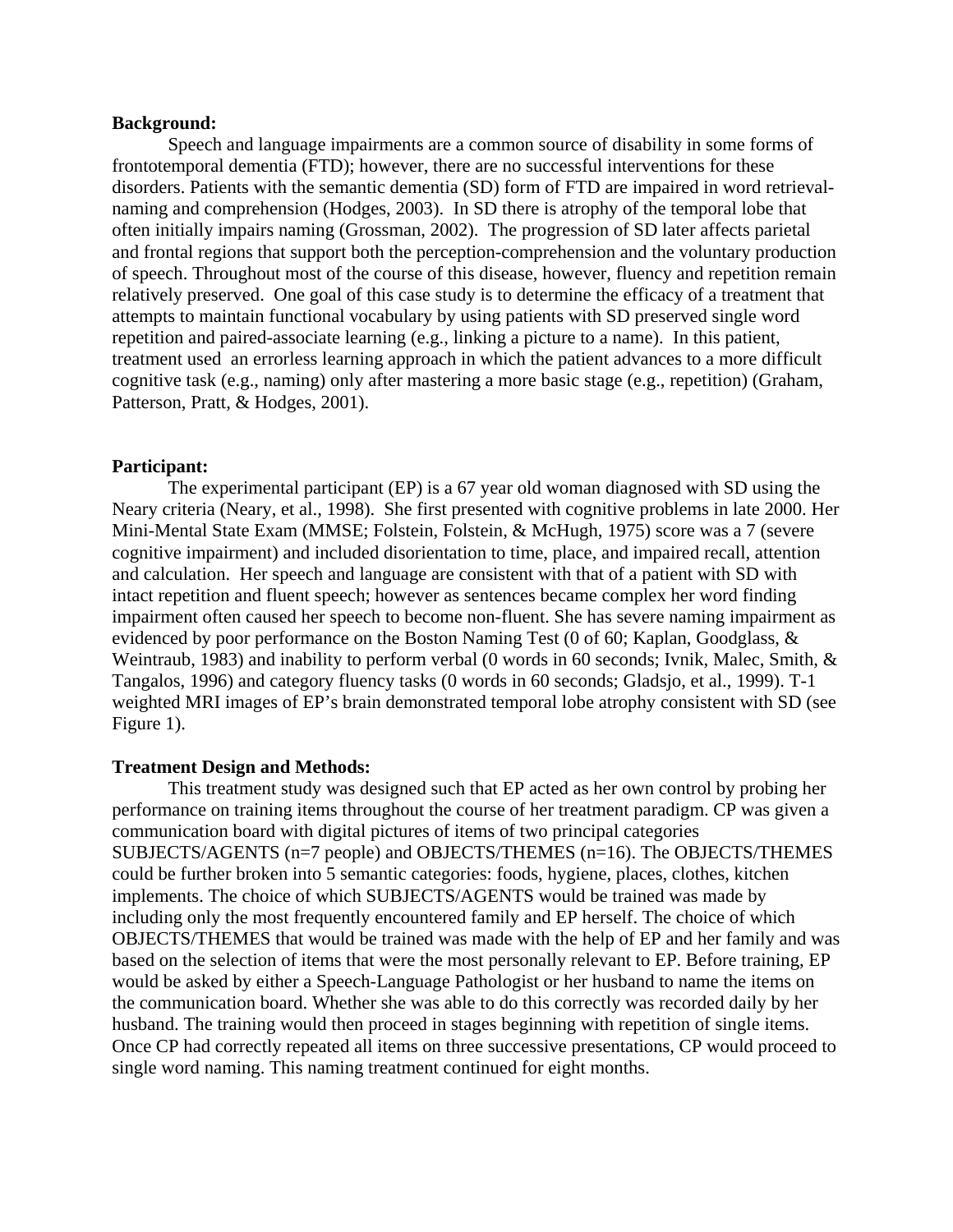**Background:**

Speech and language impairments are a common source of disability in some forms of frontotemporal dementia (FTD); however, there are no successful interventions for these disorders. Patients with the semantic dementia (SD) form of FTD are impaired in word retrieval-naming and comprehension (Hodges, 2003). In SD there is atrophy of the temporal lobe that often initially impairs naming (Grossman, 2002). The progression of SD later affects parietal and frontal regions that support both the perception-comprehension and the voluntary production of speech. Throughout most of the course of this disease, however, fluency and repetition remain relatively preserved. One goal of this case study is to determine the efficacy of a treatment that attempts to maintain functional vocabulary by using patients with SD preserved single word repetition and paired-associate learning (e.g., linking a picture to a name). In this patient, treatment used an errorless learning approach in which the patient advances to a more difficult cognitive task (e.g., naming) only after mastering a more basic stage (e.g., repetition) (Graham, Patterson, Pratt, & Hodges, 2001).

**Participant:**

The experimental participant (EP) is a 67 year old woman diagnosed with SD using the Neary criteria (Neary, et al., 1998). She first presented with cognitive problems in late 2000. Her Mini-Mental State Exam (MMSE; Folstein, Folstein, & McHugh, 1975) score was a 7 (severe cognitive impairment) and included disorientation to time, place, and impaired recall, attention and calculation. Her speech and language are consistent with that of a patient with SD with intact repetition and fluent speech; however as sentences became complex her word finding impairment often caused her speech to become non-fluent. She has severe naming impairment as evidenced by poor performance on the Boston Naming Test (0 of 60; Kaplan, Goodglass, & Weintraub, 1983) and inability to perform verbal (0 words in 60 seconds; Ivnik, Malec, Smith, & Tangalos, 1996) and category fluency tasks (0 words in 60 seconds; Gladsjo, et al., 1999). T-1 weighted MRI images of EP's brain demonstrated temporal lobe atrophy consistent with SD (see Figure 1).

**Treatment Design and Methods:**

This treatment study was designed such that EP acted as her own control by probing her performance on training items throughout the course of her treatment paradigm. CP was given a communication board with digital pictures of items of two principal categories SUBJECTS/AGENTS (n=7 people) and OBJECTS/THEMES (n=16). The OBJECTS/THEMES could be further broken into 5 semantic categories: foods, hygiene, places, clothes, kitchen implements. The choice of which SUBJECTS/AGENTS would be trained was made by including only the most frequently encountered family and EP herself. The choice of which OBJECTS/THEMES that would be trained was made with the help of EP and her family and was based on the selection of items that were the most personally relevant to EP. Before training, EP would be asked by either a Speech-Language Pathologist or her husband to name the items on the communication board. Whether she was able to do this correctly was recorded daily by her husband. The training would then proceed in stages beginning with repetition of single items. Once CP had correctly repeated all items on three successive presentations, CP would proceed to single word naming. This naming treatment continued for eight months.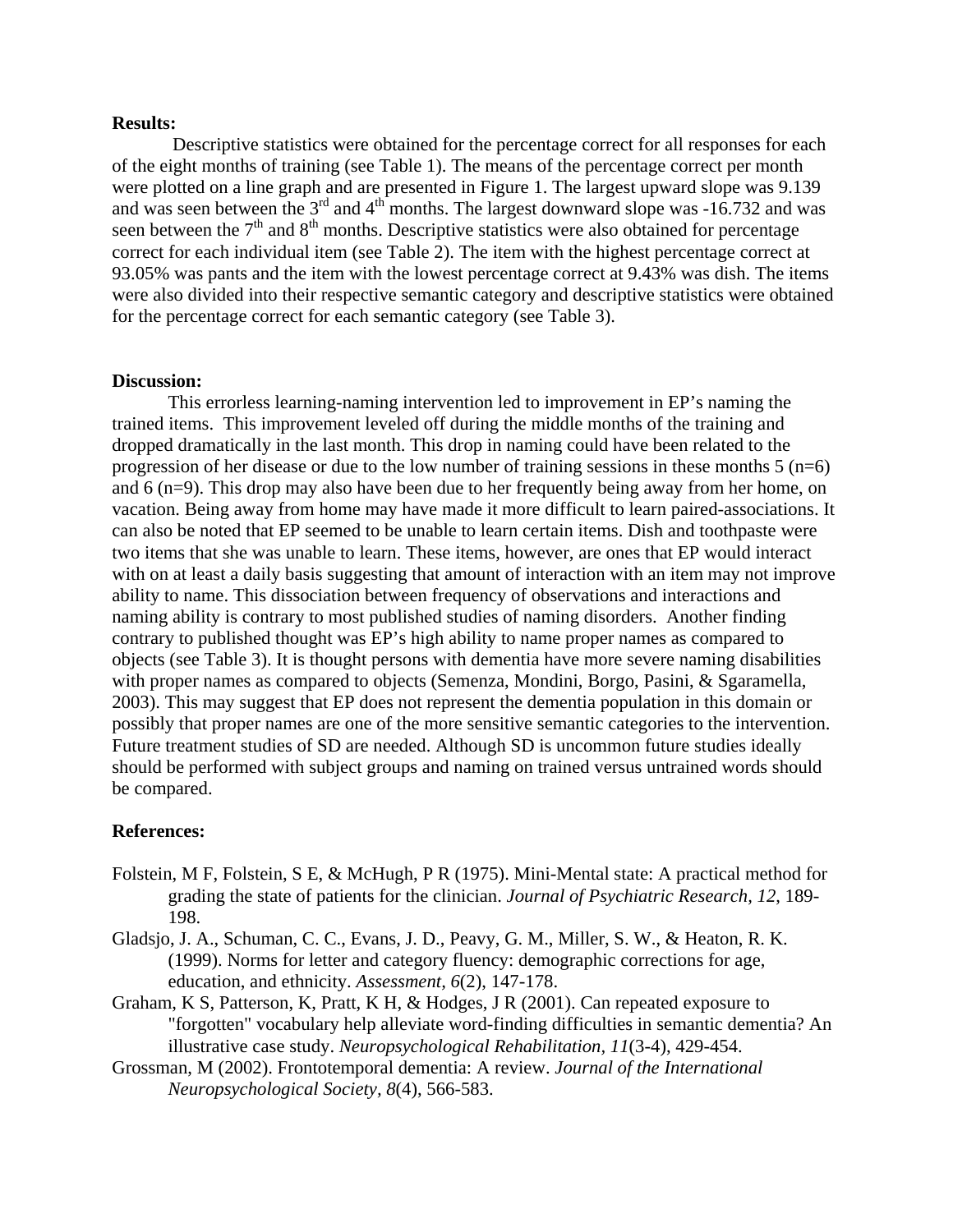**Results:**

Descriptive statistics were obtained for the percentage correct for all responses for each of the eight months of training (see Table 1). The means of the percentage correct per month were plotted on a line graph and are presented in Figure 1. The largest upward slope was 9.139 and was seen between the 3rd and 4th months. The largest downward slope was -16.732 and was seen between the 7th and 8th months. Descriptive statistics were also obtained for percentage correct for each individual item (see Table 2). The item with the highest percentage correct at 93.05% was pants and the item with the lowest percentage correct at 9.43% was dish. The items were also divided into their respective semantic category and descriptive statistics were obtained for the percentage correct for each semantic category (see Table 3).

**Discussion:**

This errorless learning-naming intervention led to improvement in EP's naming the trained items. This improvement leveled off during the middle months of the training and dropped dramatically in the last month. This drop in naming could have been related to the progression of her disease or due to the low number of training sessions in these months 5 (n=6) and 6 (n=9). This drop may also have been due to her frequently being away from her home, on vacation. Being away from home may have made it more difficult to learn paired-associations. It can also be noted that EP seemed to be unable to learn certain items. Dish and toothpaste were two items that she was unable to learn. These items, however, are ones that EP would interact with on at least a daily basis suggesting that amount of interaction with an item may not improve ability to name. This dissociation between frequency of observations and interactions and naming ability is contrary to most published studies of naming disorders. Another finding contrary to published thought was EP's high ability to name proper names as compared to objects (see Table 3). It is thought persons with dementia have more severe naming disabilities with proper names as compared to objects (Semenza, Mondini, Borgo, Pasini, & Sgaramella, 2003). This may suggest that EP does not represent the dementia population in this domain or possibly that proper names are one of the more sensitive semantic categories to the intervention. Future treatment studies of SD are needed. Although SD is uncommon future studies ideally should be performed with subject groups and naming on trained versus untrained words should be compared.

**References:**

Folstein, M F, Folstein, S E, & McHugh, P R (1975). Mini-Mental state: A practical method for grading the state of patients for the clinician. *Journal of Psychiatric Research, 12*, 189-198.

Gladsjo, J. A., Schuman, C. C., Evans, J. D., Peavy, G. M., Miller, S. W., & Heaton, R. K. (1999). Norms for letter and category fluency: demographic corrections for age, education, and ethnicity. *Assessment, 6*(2), 147-178.

Graham, K S, Patterson, K, Pratt, K H, & Hodges, J R (2001). Can repeated exposure to "forgotten" vocabulary help alleviate word-finding difficulties in semantic dementia? An illustrative case study. *Neuropsychological Rehabilitation, 11*(3-4), 429-454.

Grossman, M (2002). Frontotemporal dementia: A review. *Journal of the International Neuropsychological Society, 8*(4), 566-583.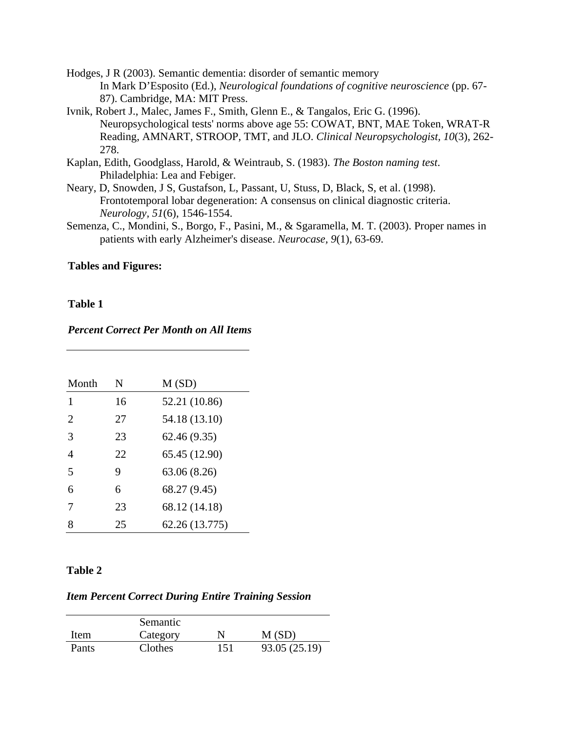Hodges, J R (2003). Semantic dementia: disorder of semantic memory In Mark D'Esposito (Ed.), *Neurological foundations of cognitive neuroscience* (pp. 67-87). Cambridge, MA: MIT Press.

Ivnik, Robert J., Malec, James F., Smith, Glenn E., & Tangalos, Eric G. (1996). Neuropsychological tests' norms above age 55: COWAT, BNT, MAE Token, WRAT-R Reading, AMNART, STROOP, TMT, and JLO. *Clinical Neuropsychologist, 10*(3), 262-278.

Kaplan, Edith, Goodglass, Harold, & Weintraub, S. (1983). *The Boston naming test*. Philadelphia: Lea and Febiger.

Neary, D, Snowden, J S, Gustafson, L, Passant, U, Stuss, D, Black, S, et al. (1998). Frontotemporal lobar degeneration: A consensus on clinical diagnostic criteria. *Neurology, 51*(6), 1546-1554.

Semenza, C., Mondini, S., Borgo, F., Pasini, M., & Sgaramella, M. T. (2003). Proper names in patients with early Alzheimer's disease. *Neurocase, 9*(1), 63-69.

**Tables and Figures:**

**Table 1**

***Percent Correct Per Month on All Items***

| Month | N | M (SD) |
|---|---|---|
| 1 | 16 | 52.21 (10.86) |
| 2 | 27 | 54.18 (13.10) |
| 3 | 23 | 62.46 (9.35) |
| 4 | 22 | 65.45 (12.90) |
| 5 | 9 | 63.06 (8.26) |
| 6 | 6 | 68.27 (9.45) |
| 7 | 23 | 68.12 (14.18) |
| 8 | 25 | 62.26 (13.775) |

**Table 2**

***Item Percent Correct During Entire Training Session***

| Item | Semantic Category | N | M (SD) |
|---|---|---|---|
| Pants | Clothes | 151 | 93.05 (25.19) |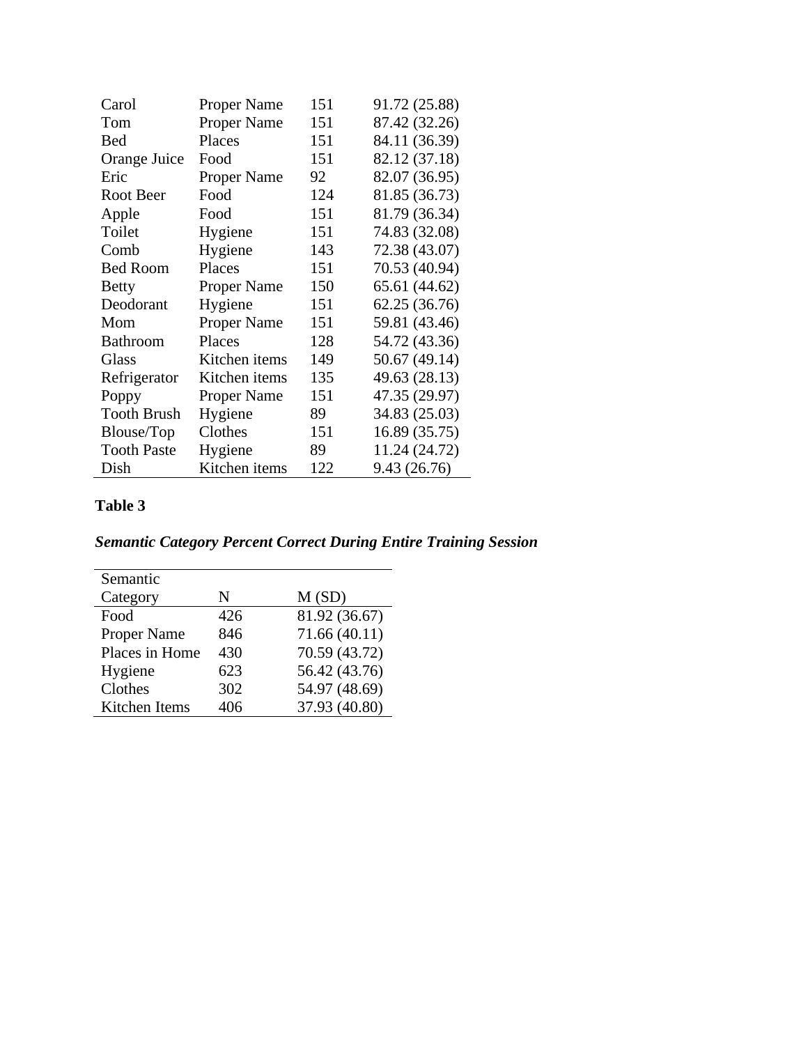| | | | |
|---|---|---|---|
| Carol | Proper Name | 151 | 91.72 (25.88) |
| Tom | Proper Name | 151 | 87.42 (32.26) |
| Bed | Places | 151 | 84.11 (36.39) |
| Orange Juice | Food | 151 | 82.12 (37.18) |
| Eric | Proper Name | 92 | 82.07 (36.95) |
| Root Beer | Food | 124 | 81.85 (36.73) |
| Apple | Food | 151 | 81.79 (36.34) |
| Toilet | Hygiene | 151 | 74.83 (32.08) |
| Comb | Hygiene | 143 | 72.38 (43.07) |
| Bed Room | Places | 151 | 70.53 (40.94) |
| Betty | Proper Name | 150 | 65.61 (44.62) |
| Deodorant | Hygiene | 151 | 62.25 (36.76) |
| Mom | Proper Name | 151 | 59.81 (43.46) |
| Bathroom | Places | 128 | 54.72 (43.36) |
| Glass | Kitchen items | 149 | 50.67 (49.14) |
| Refrigerator | Kitchen items | 135 | 49.63 (28.13) |
| Poppy | Proper Name | 151 | 47.35 (29.97) |
| Tooth Brush | Hygiene | 89 | 34.83 (25.03) |
| Blouse/Top | Clothes | 151 | 16.89 (35.75) |
| Tooth Paste | Hygiene | 89 | 11.24 (24.72) |
| Dish | Kitchen items | 122 | 9.43 (26.76) |

**Table 3**

***Semantic Category Percent Correct During Entire Training Session***

| Semantic Category | N | M (SD) |
|---|---|---|
| Food | 426 | 81.92 (36.67) |
| Proper Name | 846 | 71.66 (40.11) |
| Places in Home | 430 | 70.59 (43.72) |
| Hygiene | 623 | 56.42 (43.76) |
| Clothes | 302 | 54.97 (48.69) |
| Kitchen Items | 406 | 37.93 (40.80) |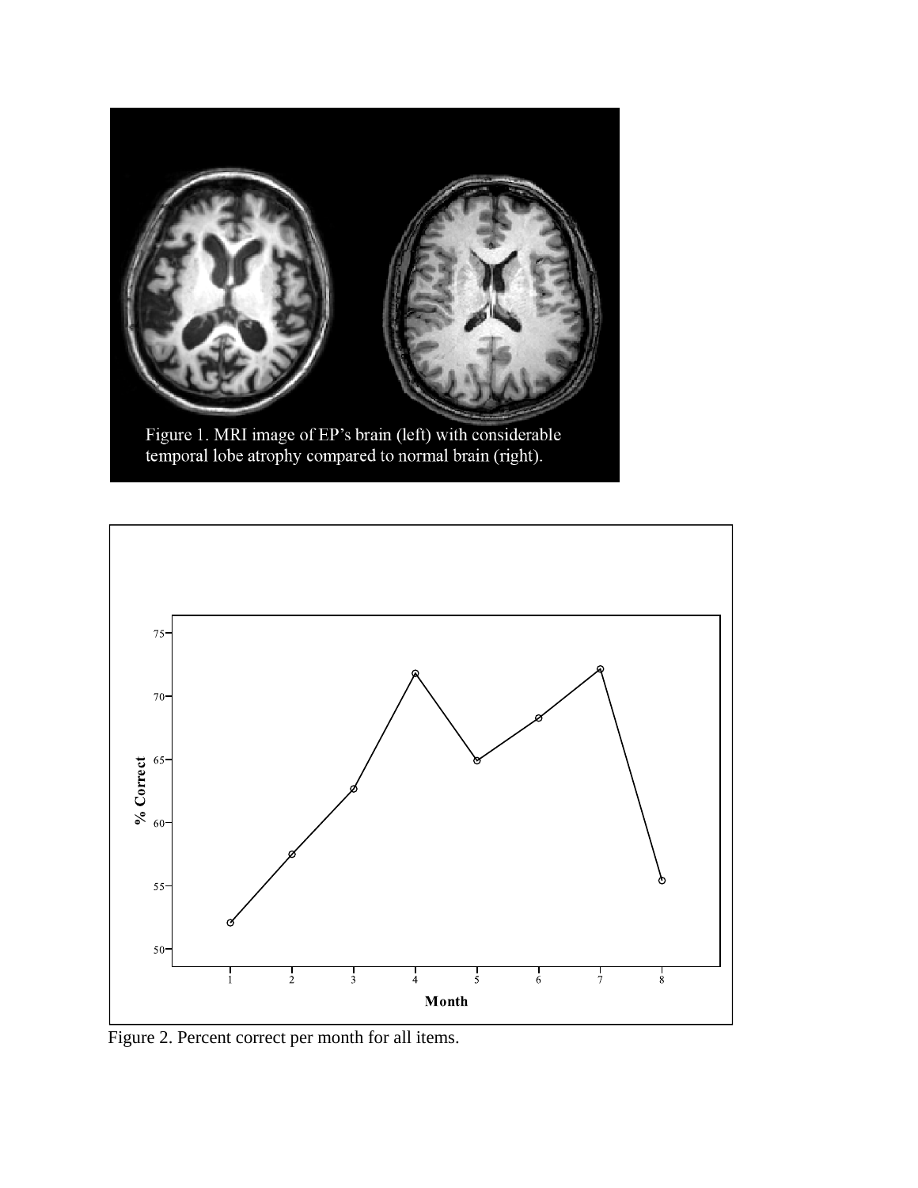Figure 1. MRI image of EP's brain (left) with considerable temporal lobe atrophy compared to normal brain (right).

75
70
65
60
55
50
% Correct
1
2
3
4
5
6
7
8
Month

Figure 2. Percent correct per month for all items.